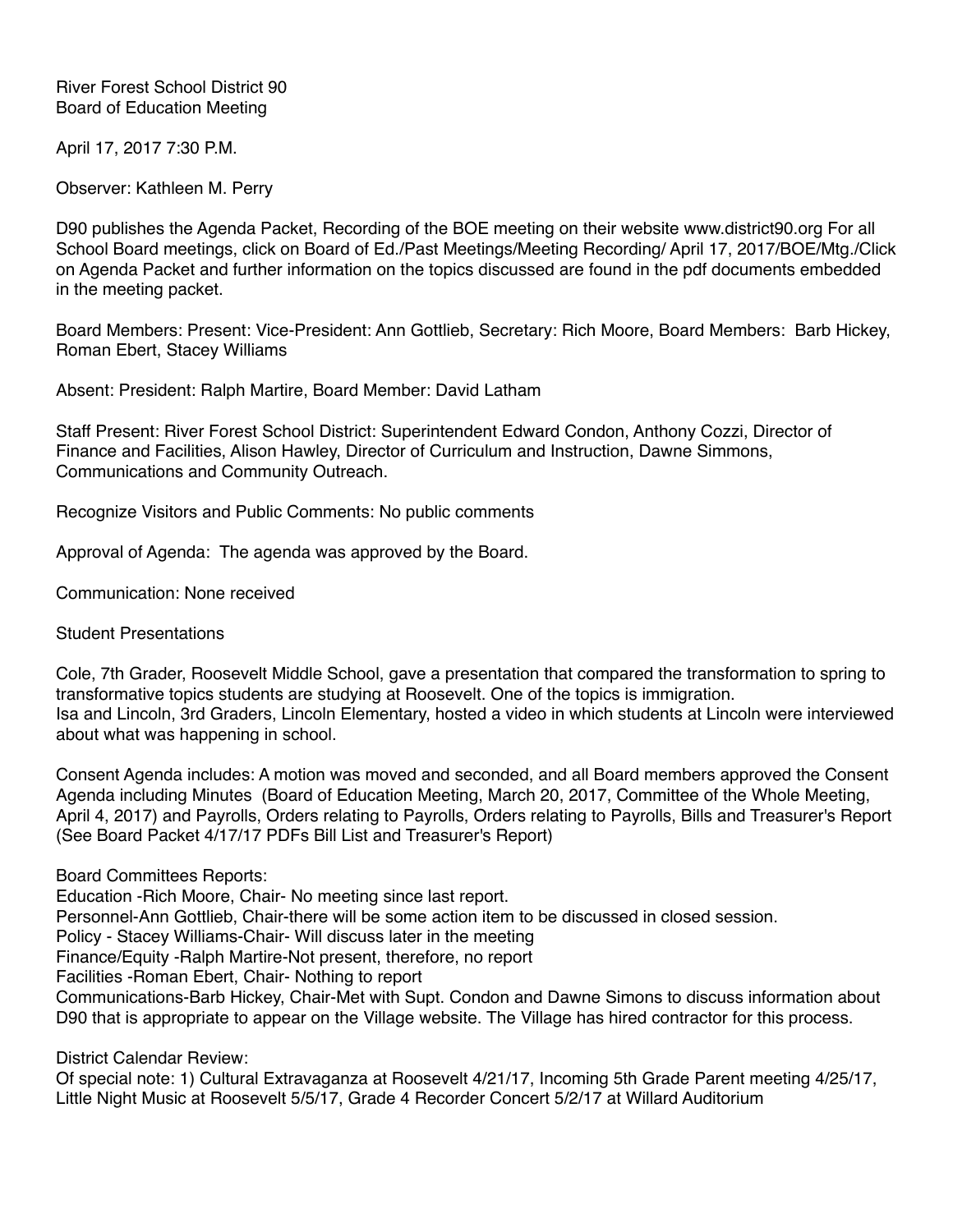River Forest School District 90
Board of Education Meeting

April 17, 2017 7:30 P.M.

Observer: Kathleen M. Perry

D90 publishes the Agenda Packet, Recording of the BOE meeting on their website www.district90.org For all School Board meetings, click on Board of Ed./Past Meetings/Meeting Recording/ April 17, 2017/BOE/Mtg./Click on Agenda Packet and further information on the topics discussed are found in the pdf documents embedded in the meeting packet.

Board Members: Present: Vice-President: Ann Gottlieb, Secretary: Rich Moore, Board Members: Barb Hickey, Roman Ebert, Stacey Williams

Absent: President: Ralph Martire, Board Member: David Latham

Staff Present: River Forest School District: Superintendent Edward Condon, Anthony Cozzi, Director of Finance and Facilities, Alison Hawley, Director of Curriculum and Instruction, Dawne Simmons, Communications and Community Outreach.

Recognize Visitors and Public Comments: No public comments

Approval of Agenda: The agenda was approved by the Board.

Communication: None received

Student Presentations

Cole, 7th Grader, Roosevelt Middle School, gave a presentation that compared the transformation to spring to transformative topics students are studying at Roosevelt. One of the topics is immigration.
Isa and Lincoln, 3rd Graders, Lincoln Elementary, hosted a video in which students at Lincoln were interviewed about what was happening in school.

Consent Agenda includes: A motion was moved and seconded, and all Board members approved the Consent Agenda including Minutes (Board of Education Meeting, March 20, 2017, Committee of the Whole Meeting, April 4, 2017) and Payrolls, Orders relating to Payrolls, Orders relating to Payrolls, Bills and Treasurer's Report (See Board Packet 4/17/17 PDFs Bill List and Treasurer's Report)

Board Committees Reports:
Education -Rich Moore, Chair- No meeting since last report.
Personnel-Ann Gottlieb, Chair-there will be some action item to be discussed in closed session.
Policy - Stacey Williams-Chair- Will discuss later in the meeting
Finance/Equity -Ralph Martire-Not present, therefore, no report
Facilities -Roman Ebert, Chair- Nothing to report
Communications-Barb Hickey, Chair-Met with Supt. Condon and Dawne Simons to discuss information about D90 that is appropriate to appear on the Village website. The Village has hired contractor for this process.

District Calendar Review:
Of special note: 1) Cultural Extravaganza at Roosevelt 4/21/17, Incoming 5th Grade Parent meeting 4/25/17, Little Night Music at Roosevelt 5/5/17, Grade 4 Recorder Concert 5/2/17 at Willard Auditorium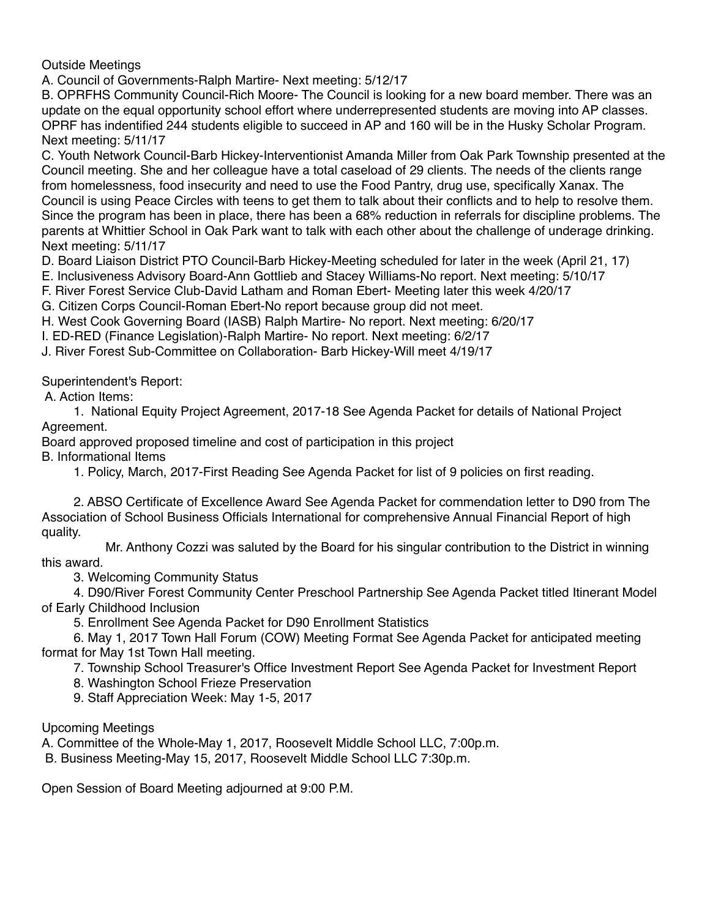Outside Meetings

A. Council of Governments-Ralph Martire- Next meeting: 5/12/17

B. OPRFHS Community Council-Rich Moore- The Council is looking for a new board member. There was an update on the equal opportunity school effort where underrepresented students are moving into AP classes. OPRF has indentified 244 students eligible to succeed in AP and 160 will be in the Husky Scholar Program. Next meeting: 5/11/17

C. Youth Network Council-Barb Hickey-Interventionist Amanda Miller from Oak Park Township presented at the Council meeting. She and her colleague have a total caseload of 29 clients. The needs of the clients range from homelessness, food insecurity and need to use the Food Pantry, drug use, specifically Xanax. The Council is using Peace Circles with teens to get them to talk about their conflicts and to help to resolve them. Since the program has been in place, there has been a 68% reduction in referrals for discipline problems. The parents at Whittier School in Oak Park want to talk with each other about the challenge of underage drinking. Next meeting: 5/11/17

D. Board Liaison District PTO Council-Barb Hickey-Meeting scheduled for later in the week (April 21, 17)

E. Inclusiveness Advisory Board-Ann Gottlieb and Stacey Williams-No report. Next meeting: 5/10/17

F. River Forest Service Club-David Latham and Roman Ebert- Meeting later this week 4/20/17

G. Citizen Corps Council-Roman Ebert-No report because group did not meet.

H. West Cook Governing Board (IASB) Ralph Martire- No report. Next meeting: 6/20/17

I. ED-RED (Finance Legislation)-Ralph Martire- No report. Next meeting: 6/2/17

J. River Forest Sub-Committee on Collaboration- Barb Hickey-Will meet 4/19/17

Superintendent's Report:

A. Action Items:

1. National Equity Project Agreement, 2017-18 See Agenda Packet for details of National Project Agreement.

Board approved proposed timeline and cost of participation in this project

B. Informational Items

1. Policy, March, 2017-First Reading See Agenda Packet for list of 9 policies on first reading.

2. ABSO Certificate of Excellence Award See Agenda Packet for commendation letter to D90 from The Association of School Business Officials International for comprehensive Annual Financial Report of high quality.

Mr. Anthony Cozzi was saluted by the Board for his singular contribution to the District in winning this award.

3. Welcoming Community Status

4. D90/River Forest Community Center Preschool Partnership See Agenda Packet titled Itinerant Model of Early Childhood Inclusion

5. Enrollment See Agenda Packet for D90 Enrollment Statistics

6. May 1, 2017 Town Hall Forum (COW) Meeting Format See Agenda Packet for anticipated meeting format for May 1st Town Hall meeting.

7. Township School Treasurer's Office Investment Report See Agenda Packet for Investment Report

8. Washington School Frieze Preservation

9. Staff Appreciation Week: May 1-5, 2017

Upcoming Meetings

A. Committee of the Whole-May 1, 2017, Roosevelt Middle School LLC, 7:00p.m.

B. Business Meeting-May 15, 2017, Roosevelt Middle School LLC 7:30p.m.

Open Session of Board Meeting adjourned at 9:00 P.M.